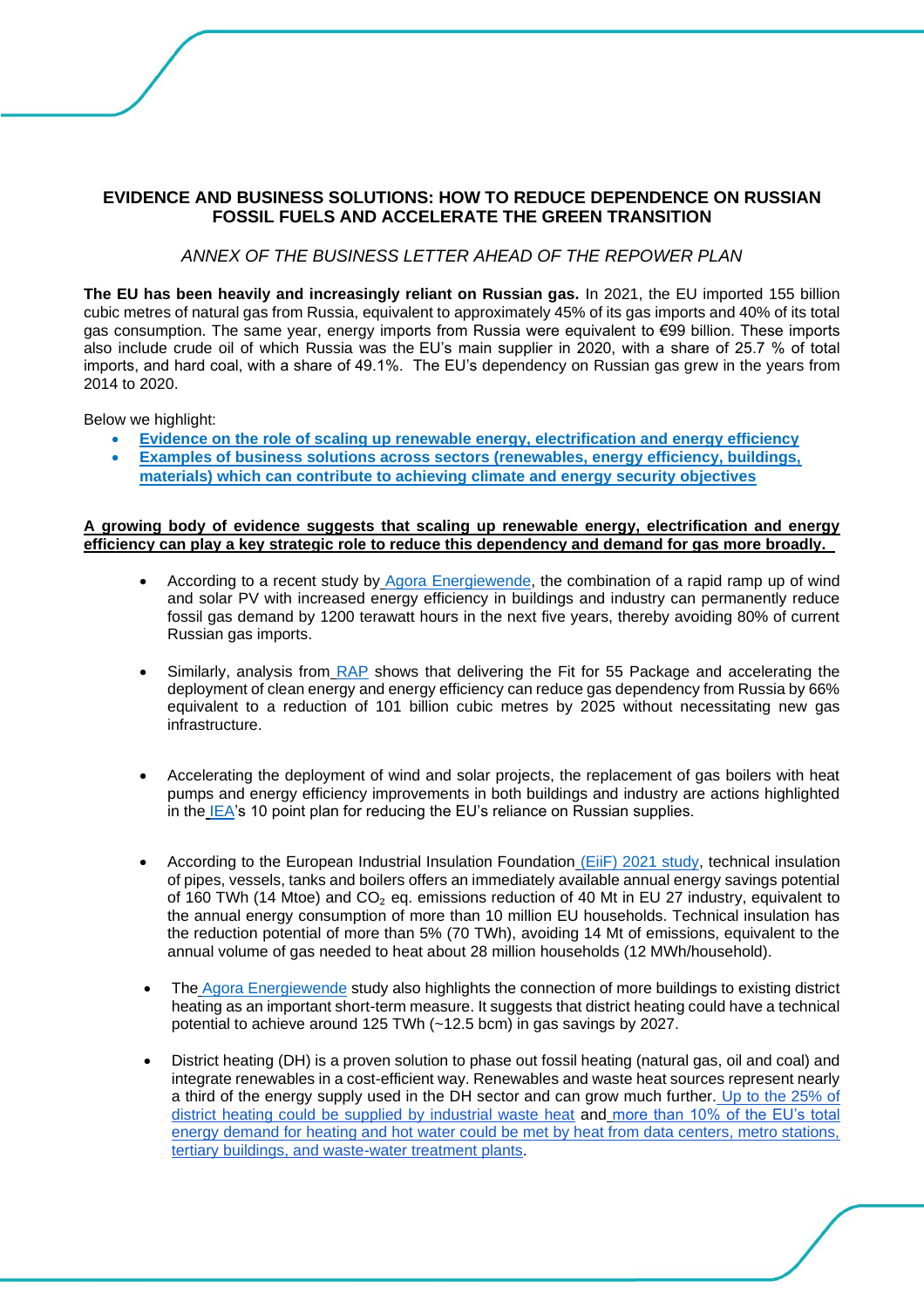# EVIDENCE AND BUSINESS SOLUTIONS: HOW TO REDUCE DEPENDENCE ON RUSSIAN FOSSIL FUELS AND ACCELERATE THE GREEN TRANSITION

*ANNEX OF THE BUSINESS LETTER AHEAD OF THE REPOWER PLAN*

**The EU has been heavily and increasingly reliant on Russian gas.** In 2021, the EU imported 155 billion cubic metres of natural gas from Russia, equivalent to approximately 45% of its gas imports and 40% of its total gas consumption. The same year, energy imports from Russia were equivalent to €99 billion. These imports also include crude oil of which Russia was the EU's main supplier in 2020, with a share of 25.7 % of total imports, and hard coal, with a share of 49.1%. The EU's dependency on Russian gas grew in the years from 2014 to 2020.

Below we highlight:

- **Evidence on the role of scaling up renewable energy, electrification and energy efficiency**
- **Examples of business solutions across sectors (renewables, energy efficiency, buildings, materials) which can contribute to achieving climate and energy security objectives**

**A growing body of evidence suggests that scaling up renewable energy, electrification and energy efficiency can play a key strategic role to reduce this dependency and demand for gas more broadly.**

- According to a recent study by Agora Energiewende, the combination of a rapid ramp up of wind and solar PV with increased energy efficiency in buildings and industry can permanently reduce fossil gas demand by 1200 terawatt hours in the next five years, thereby avoiding 80% of current Russian gas imports.

- Similarly, analysis from RAP shows that delivering the Fit for 55 Package and accelerating the deployment of clean energy and energy efficiency can reduce gas dependency from Russia by 66% equivalent to a reduction of 101 billion cubic metres by 2025 without necessitating new gas infrastructure.

- Accelerating the deployment of wind and solar projects, the replacement of gas boilers with heat pumps and energy efficiency improvements in both buildings and industry are actions highlighted in the IEA's 10 point plan for reducing the EU's reliance on Russian supplies.

- According to the European Industrial Insulation Foundation (EiiF) 2021 study, technical insulation of pipes, vessels, tanks and boilers offers an immediately available annual energy savings potential of 160 TWh (14 Mtoe) and $CO_2$ eq. emissions reduction of 40 Mt in EU 27 industry, equivalent to the annual energy consumption of more than 10 million EU households. Technical insulation has the reduction potential of more than 5% (70 TWh), avoiding 14 Mt of emissions, equivalent to the annual volume of gas needed to heat about 28 million households (12 MWh/household).

- The Agora Energiewende study also highlights the connection of more buildings to existing district heating as an important short-term measure. It suggests that district heating could have a technical potential to achieve around 125 TWh (~12.5 bcm) in gas savings by 2027.

- District heating (DH) is a proven solution to phase out fossil heating (natural gas, oil and coal) and integrate renewables in a cost-efficient way. Renewables and waste heat sources represent nearly a third of the energy supply used in the DH sector and can grow much further. Up to the 25% of district heating could be supplied by industrial waste heat and more than 10% of the EU's total energy demand for heating and hot water could be met by heat from data centers, metro stations, tertiary buildings, and waste-water treatment plants.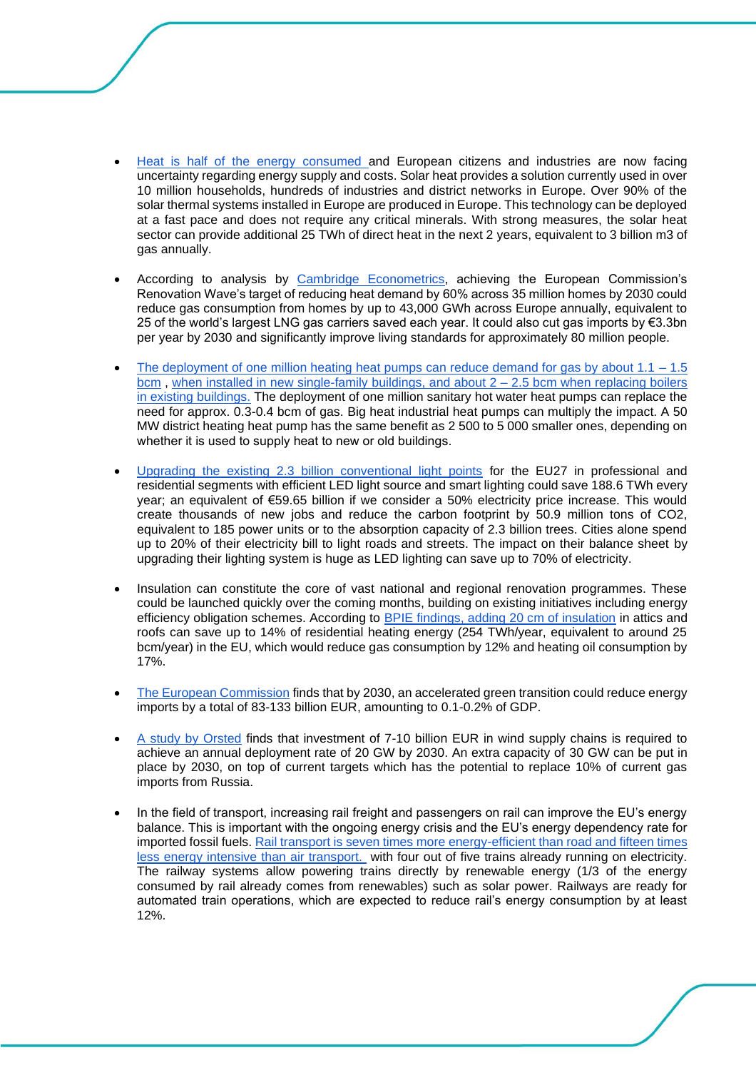- Heat is half of the energy consumed and European citizens and industries are now facing uncertainty regarding energy supply and costs. Solar heat provides a solution currently used in over 10 million households, hundreds of industries and district networks in Europe. Over 90% of the solar thermal systems installed in Europe are produced in Europe. This technology can be deployed at a fast pace and does not require any critical minerals. With strong measures, the solar heat sector can provide additional 25 TWh of direct heat in the next 2 years, equivalent to 3 billion m3 of gas annually.

- According to analysis by Cambridge Econometrics, achieving the European Commission's Renovation Wave's target of reducing heat demand by 60% across 35 million homes by 2030 could reduce gas consumption from homes by up to 43,000 GWh across Europe annually, equivalent to 25 of the world's largest LNG gas carriers saved each year. It could also cut gas imports by €3.3bn per year by 2030 and significantly improve living standards for approximately 80 million people.

- The deployment of one million heating heat pumps can reduce demand for gas by about 1.1 – 1.5 bcm , when installed in new single-family buildings, and about 2 – 2.5 bcm when replacing boilers in existing buildings. The deployment of one million sanitary hot water heat pumps can replace the need for approx. 0.3-0.4 bcm of gas. Big heat industrial heat pumps can multiply the impact. A 50 MW district heating heat pump has the same benefit as 2 500 to 5 000 smaller ones, depending on whether it is used to supply heat to new or old buildings.

- Upgrading the existing 2.3 billion conventional light points for the EU27 in professional and residential segments with efficient LED light source and smart lighting could save 188.6 TWh every year; an equivalent of €59.65 billion if we consider a 50% electricity price increase. This would create thousands of new jobs and reduce the carbon footprint by 50.9 million tons of $CO_2$, equivalent to 185 power units or to the absorption capacity of 2.3 billion trees. Cities alone spend up to 20% of their electricity bill to light roads and streets. The impact on their balance sheet by upgrading their lighting system is huge as LED lighting can save up to 70% of electricity.

- Insulation can constitute the core of vast national and regional renovation programmes. These could be launched quickly over the coming months, building on existing initiatives including energy efficiency obligation schemes. According to BPIE findings, adding 20 cm of insulation in attics and roofs can save up to 14% of residential heating energy (254 TWh/year, equivalent to around 25 bcm/year) in the EU, which would reduce gas consumption by 12% and heating oil consumption by 17%.

- The European Commission finds that by 2030, an accelerated green transition could reduce energy imports by a total of 83-133 billion EUR, amounting to 0.1-0.2% of GDP.

- A study by Orsted finds that investment of 7-10 billion EUR in wind supply chains is required to achieve an annual deployment rate of 20 GW by 2030. An extra capacity of 30 GW can be put in place by 2030, on top of current targets which has the potential to replace 10% of current gas imports from Russia.

- In the field of transport, increasing rail freight and passengers on rail can improve the EU's energy balance. This is important with the ongoing energy crisis and the EU's energy dependency rate for imported fossil fuels. Rail transport is seven times more energy-efficient than road and fifteen times less energy intensive than air transport. with four out of five trains already running on electricity. The railway systems allow powering trains directly by renewable energy (1/3 of the energy consumed by rail already comes from renewables) such as solar power. Railways are ready for automated train operations, which are expected to reduce rail's energy consumption by at least 12%.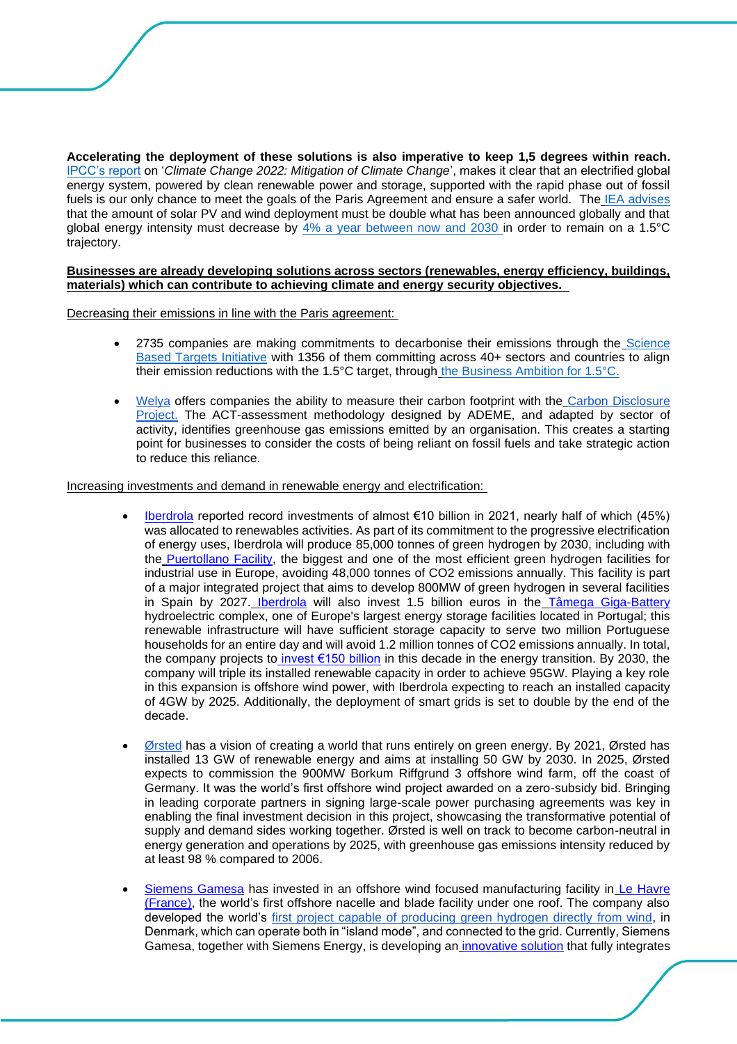**Accelerating the deployment of these solutions is also imperative to keep 1,5 degrees within reach.** IPCC's report on '*Climate Change 2022: Mitigation of Climate Change*', makes it clear that an electrified global energy system, powered by clean renewable power and storage, supported with the rapid phase out of fossil fuels is our only chance to meet the goals of the Paris Agreement and ensure a safer world. The IEA advises that the amount of solar PV and wind deployment must be double what has been announced globally and that global energy intensity must decrease by 4% a year between now and 2030 in order to remain on a 1.5°C trajectory.

**Businesses are already developing solutions across sectors (renewables, energy efficiency, buildings, materials) which can contribute to achieving climate and energy security objectives.**

Decreasing their emissions in line with the Paris agreement:

- 2735 companies are making commitments to decarbonise their emissions through the Science Based Targets Initiative with 1356 of them committing across 40+ sectors and countries to align their emission reductions with the 1.5°C target, through the Business Ambition for 1.5°C.

- Welya offers companies the ability to measure their carbon footprint with the Carbon Disclosure Project. The ACT-assessment methodology designed by ADEME, and adapted by sector of activity, identifies greenhouse gas emissions emitted by an organisation. This creates a starting point for businesses to consider the costs of being reliant on fossil fuels and take strategic action to reduce this reliance.

Increasing investments and demand in renewable energy and electrification:

- Iberdrola reported record investments of almost €10 billion in 2021, nearly half of which (45%) was allocated to renewables activities. As part of its commitment to the progressive electrification of energy uses, Iberdrola will produce 85,000 tonnes of green hydrogen by 2030, including with the Puertollano Facility, the biggest and one of the most efficient green hydrogen facilities for industrial use in Europe, avoiding 48,000 tonnes of $CO_2$ emissions annually. This facility is part of a major integrated project that aims to develop 800MW of green hydrogen in several facilities in Spain by 2027. Iberdrola will also invest 1.5 billion euros in the Tâmega Giga-Battery hydroelectric complex, one of Europe's largest energy storage facilities located in Portugal; this renewable infrastructure will have sufficient storage capacity to serve two million Portuguese households for an entire day and will avoid 1.2 million tonnes of $CO_2$ emissions annually. In total, the company projects to invest €150 billion in this decade in the energy transition. By 2030, the company will triple its installed renewable capacity in order to achieve 95GW. Playing a key role in this expansion is offshore wind power, with Iberdrola expecting to reach an installed capacity of 4GW by 2025. Additionally, the deployment of smart grids is set to double by the end of the decade.

- Ørsted has a vision of creating a world that runs entirely on green energy. By 2021, Ørsted has installed 13 GW of renewable energy and aims at installing 50 GW by 2030. In 2025, Ørsted expects to commission the 900MW Borkum Riffgrund 3 offshore wind farm, off the coast of Germany. It was the world's first offshore wind project awarded on a zero-subsidy bid. Bringing in leading corporate partners in signing large-scale power purchasing agreements was key in enabling the final investment decision in this project, showcasing the transformative potential of supply and demand sides working together. Ørsted is well on track to become carbon-neutral in energy generation and operations by 2025, with greenhouse gas emissions intensity reduced by at least 98 % compared to 2006.

- Siemens Gamesa has invested in an offshore wind focused manufacturing facility in Le Havre (France), the world's first offshore nacelle and blade facility under one roof. The company also developed the world's first project capable of producing green hydrogen directly from wind, in Denmark, which can operate both in "island mode", and connected to the grid. Currently, Siemens Gamesa, together with Siemens Energy, is developing an innovative solution that fully integrates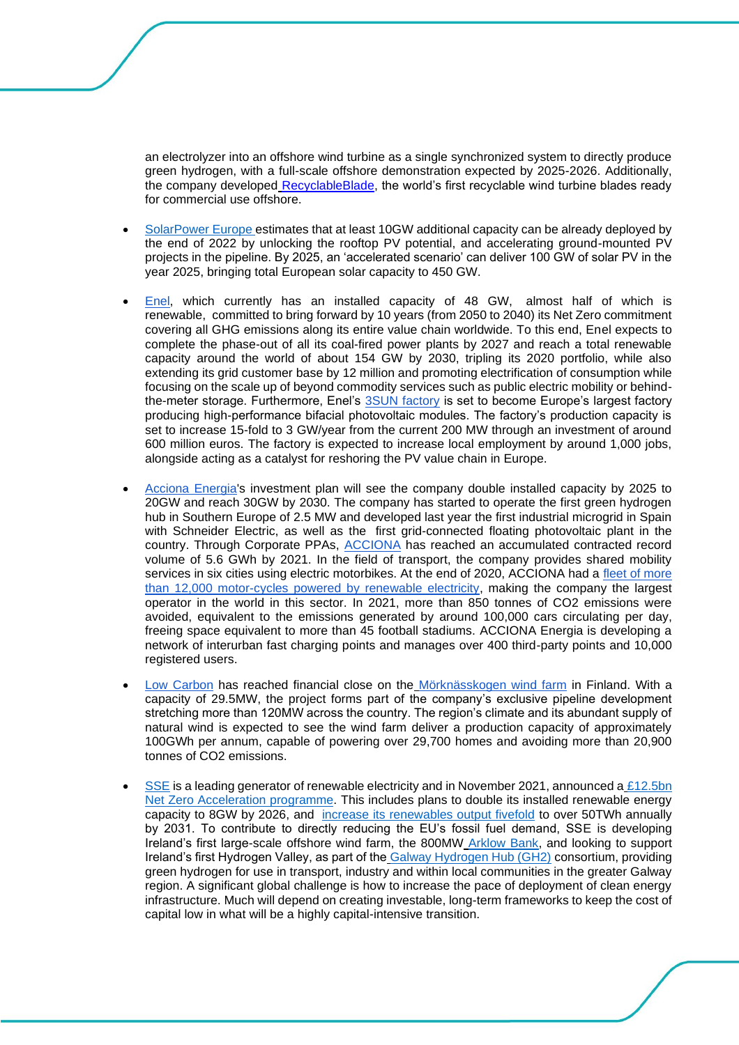an electrolyzer into an offshore wind turbine as a single synchronized system to directly produce green hydrogen, with a full-scale offshore demonstration expected by 2025-2026. Additionally, the company developed RecyclableBlade, the world's first recyclable wind turbine blades ready for commercial use offshore.

- SolarPower Europe estimates that at least 10GW additional capacity can be already deployed by the end of 2022 by unlocking the rooftop PV potential, and accelerating ground-mounted PV projects in the pipeline. By 2025, an 'accelerated scenario' can deliver 100 GW of solar PV in the year 2025, bringing total European solar capacity to 450 GW.

- Enel, which currently has an installed capacity of 48 GW, almost half of which is renewable, committed to bring forward by 10 years (from 2050 to 2040) its Net Zero commitment covering all GHG emissions along its entire value chain worldwide. To this end, Enel expects to complete the phase-out of all its coal-fired power plants by 2027 and reach a total renewable capacity around the world of about 154 GW by 2030, tripling its 2020 portfolio, while also extending its grid customer base by 12 million and promoting electrification of consumption while focusing on the scale up of beyond commodity services such as public electric mobility or behind-the-meter storage. Furthermore, Enel's 3SUN factory is set to become Europe's largest factory producing high-performance bifacial photovoltaic modules. The factory's production capacity is set to increase 15-fold to 3 GW/year from the current 200 MW through an investment of around 600 million euros. The factory is expected to increase local employment by around 1,000 jobs, alongside acting as a catalyst for reshoring the PV value chain in Europe.

- Acciona Energia's investment plan will see the company double installed capacity by 2025 to 20GW and reach 30GW by 2030. The company has started to operate the first green hydrogen hub in Southern Europe of 2.5 MW and developed last year the first industrial microgrid in Spain with Schneider Electric, as well as the first grid-connected floating photovoltaic plant in the country. Through Corporate PPAs, ACCIONA has reached an accumulated contracted record volume of 5.6 GWh by 2021. In the field of transport, the company provides shared mobility services in six cities using electric motorbikes. At the end of 2020, ACCIONA had a fleet of more than 12,000 motor-cycles powered by renewable electricity, making the company the largest operator in the world in this sector. In 2021, more than 850 tonnes of $CO_2$ emissions were avoided, equivalent to the emissions generated by around 100,000 cars circulating per day, freeing space equivalent to more than 45 football stadiums. ACCIONA Energia is developing a network of interurban fast charging points and manages over 400 third-party points and 10,000 registered users.

- Low Carbon has reached financial close on the Mörknässkogen wind farm in Finland. With a capacity of 29.5MW, the project forms part of the company's exclusive pipeline development stretching more than 120MW across the country. The region's climate and its abundant supply of natural wind is expected to see the wind farm deliver a production capacity of approximately 100GWh per annum, capable of powering over 29,700 homes and avoiding more than 20,900 tonnes of $CO_2$ emissions.

- SSE is a leading generator of renewable electricity and in November 2021, announced a £12.5bn Net Zero Acceleration programme. This includes plans to double its installed renewable energy capacity to 8GW by 2026, and increase its renewables output fivefold to over 50TWh annually by 2031. To contribute to directly reducing the EU's fossil fuel demand, SSE is developing Ireland's first large-scale offshore wind farm, the 800MW Arklow Bank, and looking to support Ireland's first Hydrogen Valley, as part of the Galway Hydrogen Hub (GH2) consortium, providing green hydrogen for use in transport, industry and within local communities in the greater Galway region. A significant global challenge is how to increase the pace of deployment of clean energy infrastructure. Much will depend on creating investable, long-term frameworks to keep the cost of capital low in what will be a highly capital-intensive transition.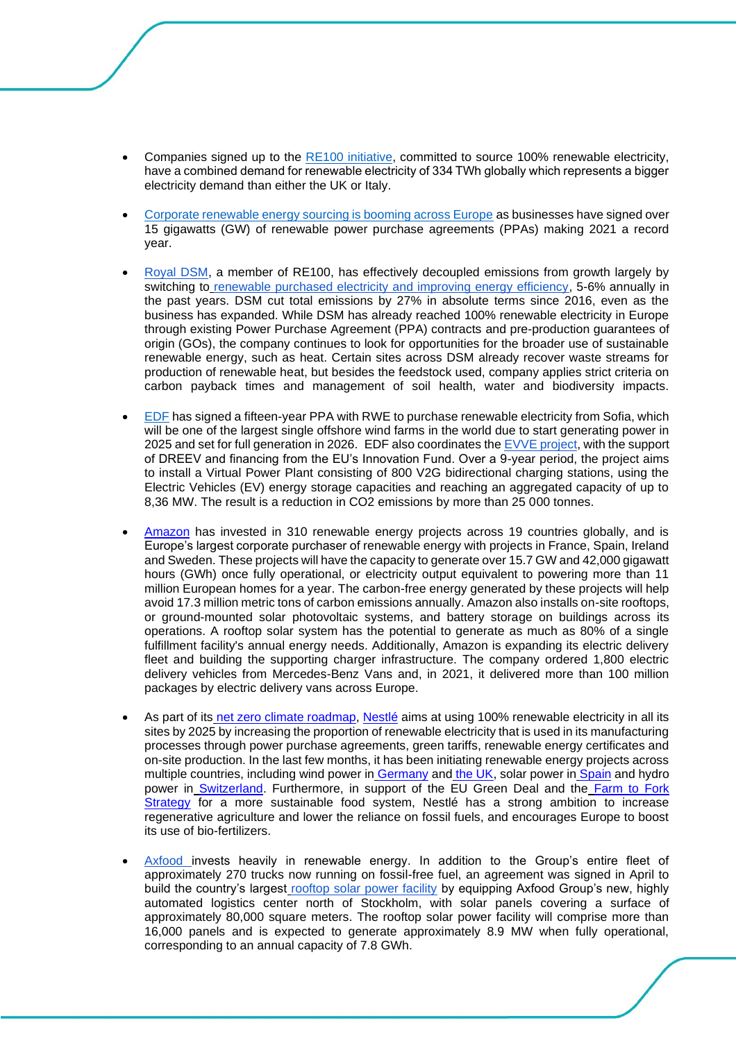- Companies signed up to the RE100 initiative, committed to source 100% renewable electricity, have a combined demand for renewable electricity of 334 TWh globally which represents a bigger electricity demand than either the UK or Italy.

- Corporate renewable energy sourcing is booming across Europe as businesses have signed over 15 gigawatts (GW) of renewable power purchase agreements (PPAs) making 2021 a record year.

- Royal DSM, a member of RE100, has effectively decoupled emissions from growth largely by switching to renewable purchased electricity and improving energy efficiency, 5-6% annually in the past years. DSM cut total emissions by 27% in absolute terms since 2016, even as the business has expanded. While DSM has already reached 100% renewable electricity in Europe through existing Power Purchase Agreement (PPA) contracts and pre-production guarantees of origin (GOs), the company continues to look for opportunities for the broader use of sustainable renewable energy, such as heat. Certain sites across DSM already recover waste streams for production of renewable heat, but besides the feedstock used, company applies strict criteria on carbon payback times and management of soil health, water and biodiversity impacts.

- EDF has signed a fifteen-year PPA with RWE to purchase renewable electricity from Sofia, which will be one of the largest single offshore wind farms in the world due to start generating power in 2025 and set for full generation in 2026. EDF also coordinates the EVVE project, with the support of DREEV and financing from the EU's Innovation Fund. Over a 9-year period, the project aims to install a Virtual Power Plant consisting of 800 V2G bidirectional charging stations, using the Electric Vehicles (EV) energy storage capacities and reaching an aggregated capacity of up to 8,36 MW. The result is a reduction in $CO_2$ emissions by more than 25 000 tonnes.

- Amazon has invested in 310 renewable energy projects across 19 countries globally, and is Europe's largest corporate purchaser of renewable energy with projects in France, Spain, Ireland and Sweden. These projects will have the capacity to generate over 15.7 GW and 42,000 gigawatt hours (GWh) once fully operational, or electricity output equivalent to powering more than 11 million European homes for a year. The carbon-free energy generated by these projects will help avoid 17.3 million metric tons of carbon emissions annually. Amazon also installs on-site rooftops, or ground-mounted solar photovoltaic systems, and battery storage on buildings across its operations. A rooftop solar system has the potential to generate as much as 80% of a single fulfillment facility's annual energy needs. Additionally, Amazon is expanding its electric delivery fleet and building the supporting charger infrastructure. The company ordered 1,800 electric delivery vehicles from Mercedes-Benz Vans and, in 2021, it delivered more than 100 million packages by electric delivery vans across Europe.

- As part of its net zero climate roadmap, Nestlé aims at using 100% renewable electricity in all its sites by 2025 by increasing the proportion of renewable electricity that is used in its manufacturing processes through power purchase agreements, green tariffs, renewable energy certificates and on-site production. In the last few months, it has been initiating renewable energy projects across multiple countries, including wind power in Germany and the UK, solar power in Spain and hydro power in Switzerland. Furthermore, in support of the EU Green Deal and the Farm to Fork Strategy for a more sustainable food system, Nestlé has a strong ambition to increase regenerative agriculture and lower the reliance on fossil fuels, and encourages Europe to boost its use of bio-fertilizers.

- Axfood invests heavily in renewable energy. In addition to the Group's entire fleet of approximately 270 trucks now running on fossil-free fuel, an agreement was signed in April to build the country's largest rooftop solar power facility by equipping Axfood Group's new, highly automated logistics center north of Stockholm, with solar panels covering a surface of approximately 80,000 square meters. The rooftop solar power facility will comprise more than 16,000 panels and is expected to generate approximately 8.9 MW when fully operational, corresponding to an annual capacity of 7.8 GWh.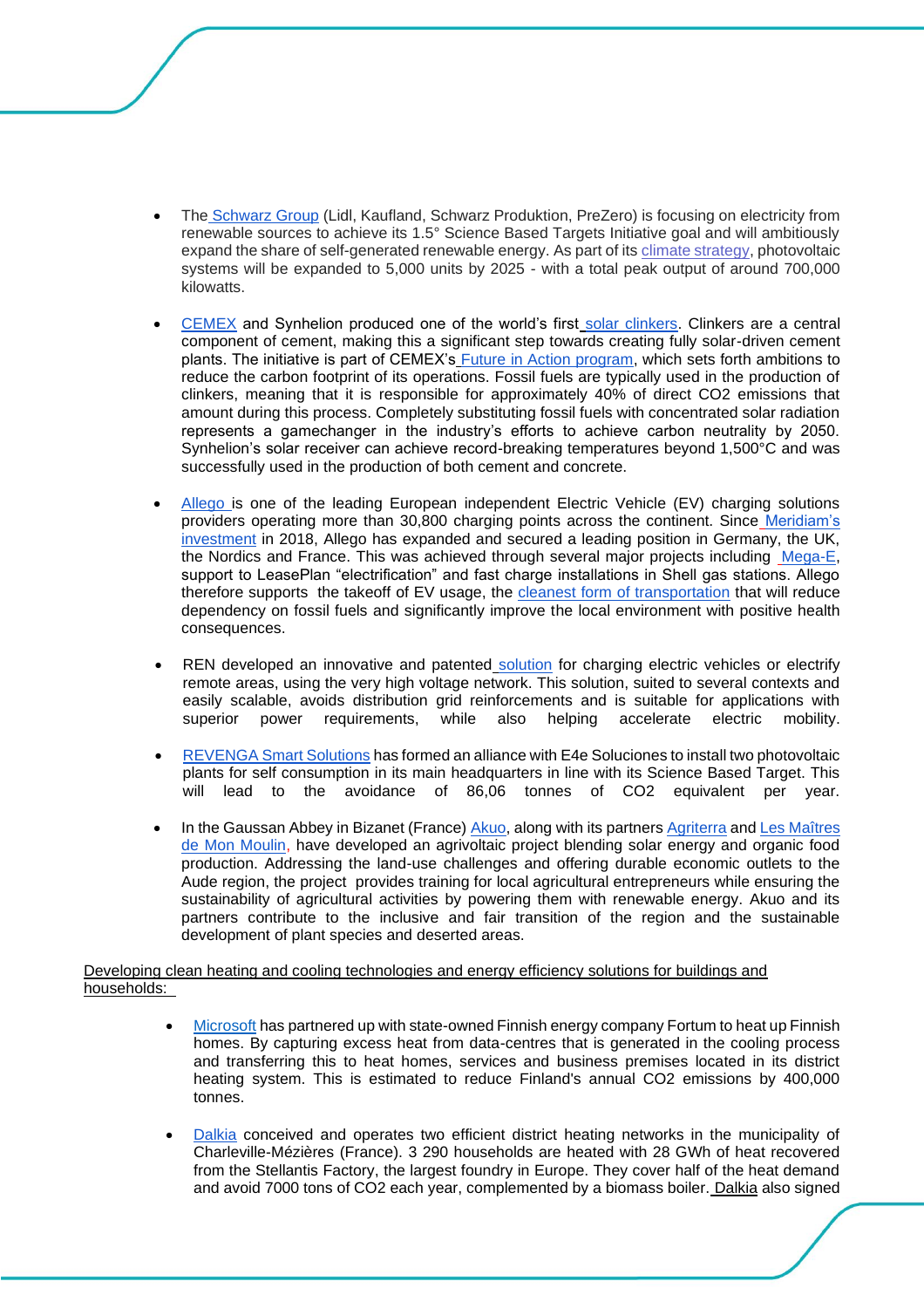- The Schwarz Group (Lidl, Kaufland, Schwarz Produktion, PreZero) is focusing on electricity from renewable sources to achieve its 1.5° Science Based Targets Initiative goal and will ambitiously expand the share of self-generated renewable energy. As part of its climate strategy, photovoltaic systems will be expanded to 5,000 units by 2025 - with a total peak output of around 700,000 kilowatts.

- CEMEX and Synhelion produced one of the world's first solar clinkers. Clinkers are a central component of cement, making this a significant step towards creating fully solar-driven cement plants. The initiative is part of CEMEX's Future in Action program, which sets forth ambitions to reduce the carbon footprint of its operations. Fossil fuels are typically used in the production of clinkers, meaning that it is responsible for approximately 40% of direct $CO_2$ emissions that amount during this process. Completely substituting fossil fuels with concentrated solar radiation represents a gamechanger in the industry's efforts to achieve carbon neutrality by 2050. Synhelion's solar receiver can achieve record-breaking temperatures beyond 1,500°C and was successfully used in the production of both cement and concrete.

- Allego is one of the leading European independent Electric Vehicle (EV) charging solutions providers operating more than 30,800 charging points across the continent. Since Meridiam's investment in 2018, Allego has expanded and secured a leading position in Germany, the UK, the Nordics and France. This was achieved through several major projects including Mega-E, support to LeasePlan "electrification" and fast charge installations in Shell gas stations. Allego therefore supports the takeoff of EV usage, the cleanest form of transportation that will reduce dependency on fossil fuels and significantly improve the local environment with positive health consequences.

- REN developed an innovative and patented solution for charging electric vehicles or electrify remote areas, using the very high voltage network. This solution, suited to several contexts and easily scalable, avoids distribution grid reinforcements and is suitable for applications with superior power requirements, while also helping accelerate electric mobility.

- REVENGA Smart Solutions has formed an alliance with E4e Soluciones to install two photovoltaic plants for self consumption in its main headquarters in line with its Science Based Target. This will lead to the avoidance of 86,06 tonnes of $CO_2$ equivalent per year.

- In the Gaussan Abbey in Bizanet (France) Akuo, along with its partners Agriterra and Les Maîtres de Mon Moulin, have developed an agrivoltaic project blending solar energy and organic food production. Addressing the land-use challenges and offering durable economic outlets to the Aude region, the project provides training for local agricultural entrepreneurs while ensuring the sustainability of agricultural activities by powering them with renewable energy. Akuo and its partners contribute to the inclusive and fair transition of the region and the sustainable development of plant species and deserted areas.

<u>Developing clean heating and cooling technologies and energy efficiency solutions for buildings and households:</u>

- Microsoft has partnered up with state-owned Finnish energy company Fortum to heat up Finnish homes. By capturing excess heat from data-centres that is generated in the cooling process and transferring this to heat homes, services and business premises located in its district heating system. This is estimated to reduce Finland's annual $CO_2$ emissions by 400,000 tonnes.

- Dalkia conceived and operates two efficient district heating networks in the municipality of Charleville-Mézières (France). 3 290 households are heated with 28 GWh of heat recovered from the Stellantis Factory, the largest foundry in Europe. They cover half of the heat demand and avoid 7000 tons of $CO_2$ each year, complemented by a biomass boiler. Dalkia also signed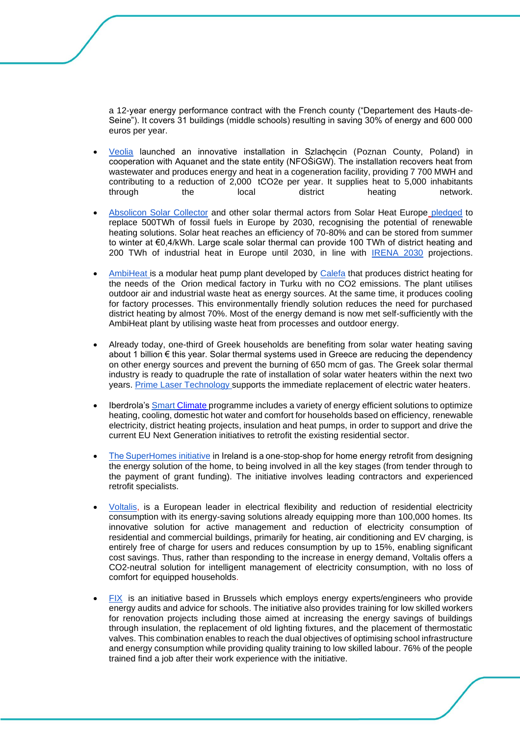a 12-year energy performance contract with the French county ("Departement des Hauts-de-Seine"). It covers 31 buildings (middle schools) resulting in saving 30% of energy and 600 000 euros per year.

- Veolia launched an innovative installation in Szlachęcin (Poznan County, Poland) in cooperation with Aquanet and the state entity (NFOŚiGW). The installation recovers heat from wastewater and produces energy and heat in a cogeneration facility, providing 7 700 MWH and contributing to a reduction of 2,000 $tCO_2e$ per year. It supplies heat to 5,000 inhabitants through the local district heating network.

- Absolicon Solar Collector and other solar thermal actors from Solar Heat Europe pledged to replace 500TWh of fossil fuels in Europe by 2030, recognising the potential of renewable heating solutions. Solar heat reaches an efficiency of 70-80% and can be stored from summer to winter at €0,4/kWh. Large scale solar thermal can provide 100 TWh of district heating and 200 TWh of industrial heat in Europe until 2030, in line with IRENA 2030 projections.

- AmbiHeat is a modular heat pump plant developed by Calefa that produces district heating for the needs of the Orion medical factory in Turku with no $CO_2$ emissions. The plant utilises outdoor air and industrial waste heat as energy sources. At the same time, it produces cooling for factory processes. This environmentally friendly solution reduces the need for purchased district heating by almost 70%. Most of the energy demand is now met self-sufficiently with the AmbiHeat plant by utilising waste heat from processes and outdoor energy.

- Already today, one-third of Greek households are benefiting from solar water heating saving about 1 billion € this year. Solar thermal systems used in Greece are reducing the dependency on other energy sources and prevent the burning of 650 mcm of gas. The Greek solar thermal industry is ready to quadruple the rate of installation of solar water heaters within the next two years. Prime Laser Technology supports the immediate replacement of electric water heaters.

- Iberdrola's Smart Climate programme includes a variety of energy efficient solutions to optimize heating, cooling, domestic hot water and comfort for households based on efficiency, renewable electricity, district heating projects, insulation and heat pumps, in order to support and drive the current EU Next Generation initiatives to retrofit the existing residential sector.

- The SuperHomes initiative in Ireland is a one-stop-shop for home energy retrofit from designing the energy solution of the home, to being involved in all the key stages (from tender through to the payment of grant funding). The initiative involves leading contractors and experienced retrofit specialists.

- Voltalis, is a European leader in electrical flexibility and reduction of residential electricity consumption with its energy-saving solutions already equipping more than 100,000 homes. Its innovative solution for active management and reduction of electricity consumption of residential and commercial buildings, primarily for heating, air conditioning and EV charging, is entirely free of charge for users and reduces consumption by up to 15%, enabling significant cost savings. Thus, rather than responding to the increase in energy demand, Voltalis offers a $CO_2$-neutral solution for intelligent management of electricity consumption, with no loss of comfort for equipped households.

- FIX is an initiative based in Brussels which employs energy experts/engineers who provide energy audits and advice for schools. The initiative also provides training for low skilled workers for renovation projects including those aimed at increasing the energy savings of buildings through insulation, the replacement of old lighting fixtures, and the placement of thermostatic valves. This combination enables to reach the dual objectives of optimising school infrastructure and energy consumption while providing quality training to low skilled labour. 76% of the people trained find a job after their work experience with the initiative.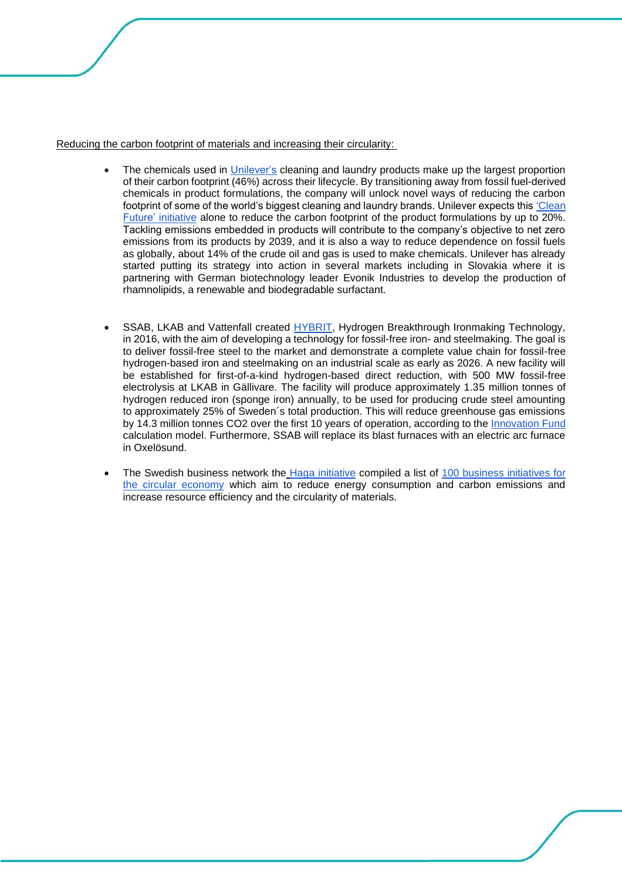Reducing the carbon footprint of materials and increasing their circularity:

- The chemicals used in Unilever's cleaning and laundry products make up the largest proportion of their carbon footprint (46%) across their lifecycle. By transitioning away from fossil fuel-derived chemicals in product formulations, the company will unlock novel ways of reducing the carbon footprint of some of the world's biggest cleaning and laundry brands. Unilever expects this 'Clean Future' initiative alone to reduce the carbon footprint of the product formulations by up to 20%. Tackling emissions embedded in products will contribute to the company's objective to net zero emissions from its products by 2039, and it is also a way to reduce dependence on fossil fuels as globally, about 14% of the crude oil and gas is used to make chemicals. Unilever has already started putting its strategy into action in several markets including in Slovakia where it is partnering with German biotechnology leader Evonik Industries to develop the production of rhamnolipids, a renewable and biodegradable surfactant.

- SSAB, LKAB and Vattenfall created HYBRIT, Hydrogen Breakthrough Ironmaking Technology, in 2016, with the aim of developing a technology for fossil-free iron- and steelmaking. The goal is to deliver fossil-free steel to the market and demonstrate a complete value chain for fossil-free hydrogen-based iron and steelmaking on an industrial scale as early as 2026. A new facility will be established for first-of-a-kind hydrogen-based direct reduction, with 500 MW fossil-free electrolysis at LKAB in Gällivare. The facility will produce approximately 1.35 million tonnes of hydrogen reduced iron (sponge iron) annually, to be used for producing crude steel amounting to approximately 25% of Sweden´s total production. This will reduce greenhouse gas emissions by 14.3 million tonnes $CO_2$ over the first 10 years of operation, according to the Innovation Fund calculation model. Furthermore, SSAB will replace its blast furnaces with an electric arc furnace in Oxelösund.

- The Swedish business network the Haga initiative compiled a list of 100 business initiatives for the circular economy which aim to reduce energy consumption and carbon emissions and increase resource efficiency and the circularity of materials.